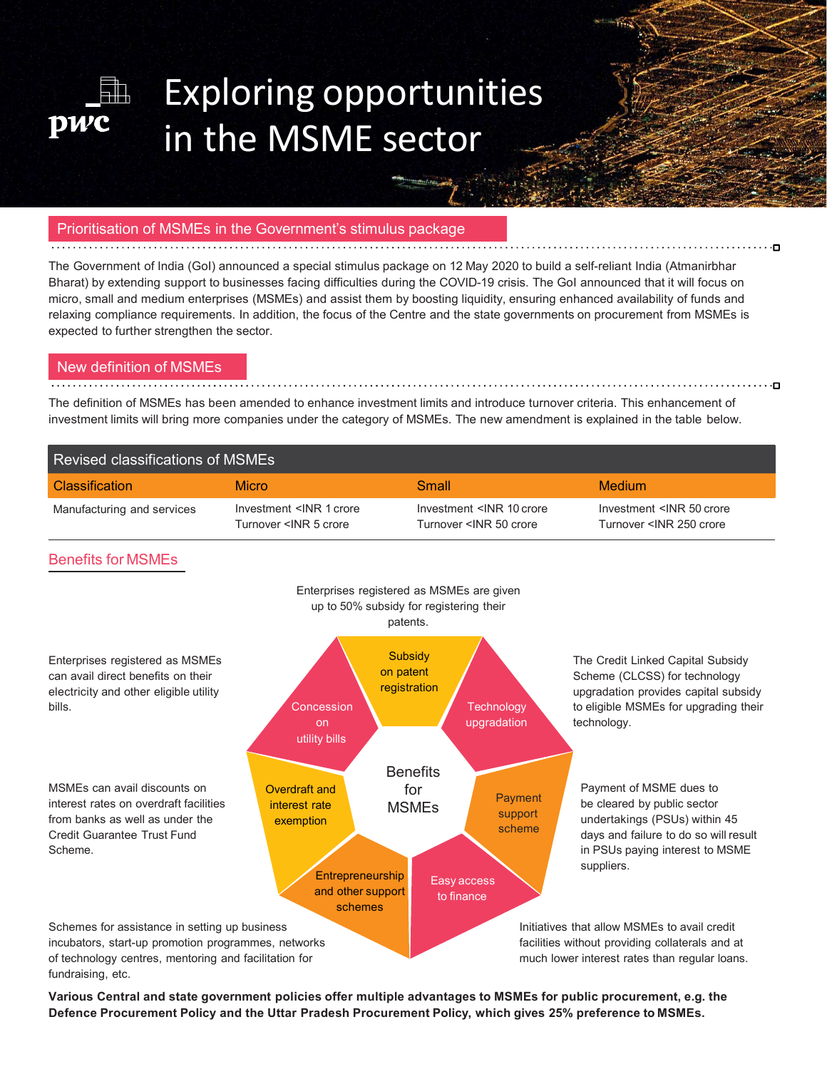# Exploring opportunities in the MSME sector

## Prioritisation of MSMEs in the Government's stimulus package

The Government of India (GoI) announced a special stimulus package on 12 May 2020 to build a self-reliant India (Atmanirbhar Bharat) by extending support to businesses facing difficulties during the COVID-19 crisis. The GoI announced that it will focus on micro, small and medium enterprises (MSMEs) and assist them by boosting liquidity, ensuring enhanced availability of funds and relaxing compliance requirements. In addition, the focus of the Centre and the state governments on procurement from MSMEs is expected to further strengthen the sector.

## New definition of MSMEs

The definition of MSMEs has been amended to enhance investment limits and introduce turnover criteria. This enhancement of investment limits will bring more companies under the category of MSMEs. The new amendment is explained in the table below.

**Revised classifications of MSMEs**

| Classification | Micro | Small | Medium |
|---|---|---|---|
| Manufacturing and services | Investment <INR 1 crore<br>Turnover <INR 5 crore | Investment <INR 10 crore<br>Turnover <INR 50 crore | Investment <INR 50 crore<br>Turnover <INR 250 crore |

## Benefits for MSMEs

**Subsidy on patent registration:** Enterprises registered as MSMEs are given up to 50% subsidy for registering their patents.

**Technology upgradation:** The Credit Linked Capital Subsidy Scheme (CLCSS) for technology upgradation provides capital subsidy to eligible MSMEs for upgrading their technology.

**Payment support scheme:** Payment of MSME dues to be cleared by public sector undertakings (PSUs) within 45 days and failure to do so will result in PSUs paying interest to MSME suppliers.

**Easy access to finance:** Initiatives that allow MSMEs to avail credit facilities without providing collaterals and at much lower interest rates than regular loans.

**Entrepreneurship and other support schemes:** Schemes for assistance in setting up business incubators, start-up promotion programmes, networks of technology centres, mentoring and facilitation for fundraising, etc.

**Overdraft and interest rate exemption:** MSMEs can avail discounts on interest rates on overdraft facilities from banks as well as under the Credit Guarantee Trust Fund Scheme.

**Concession on utility bills:** Enterprises registered as MSMEs can avail direct benefits on their electricity and other eligible utility bills.

**Various Central and state government policies offer multiple advantages to MSMEs for public procurement, e.g. the Defence Procurement Policy and the Uttar Pradesh Procurement Policy, which gives 25% preference to MSMEs.**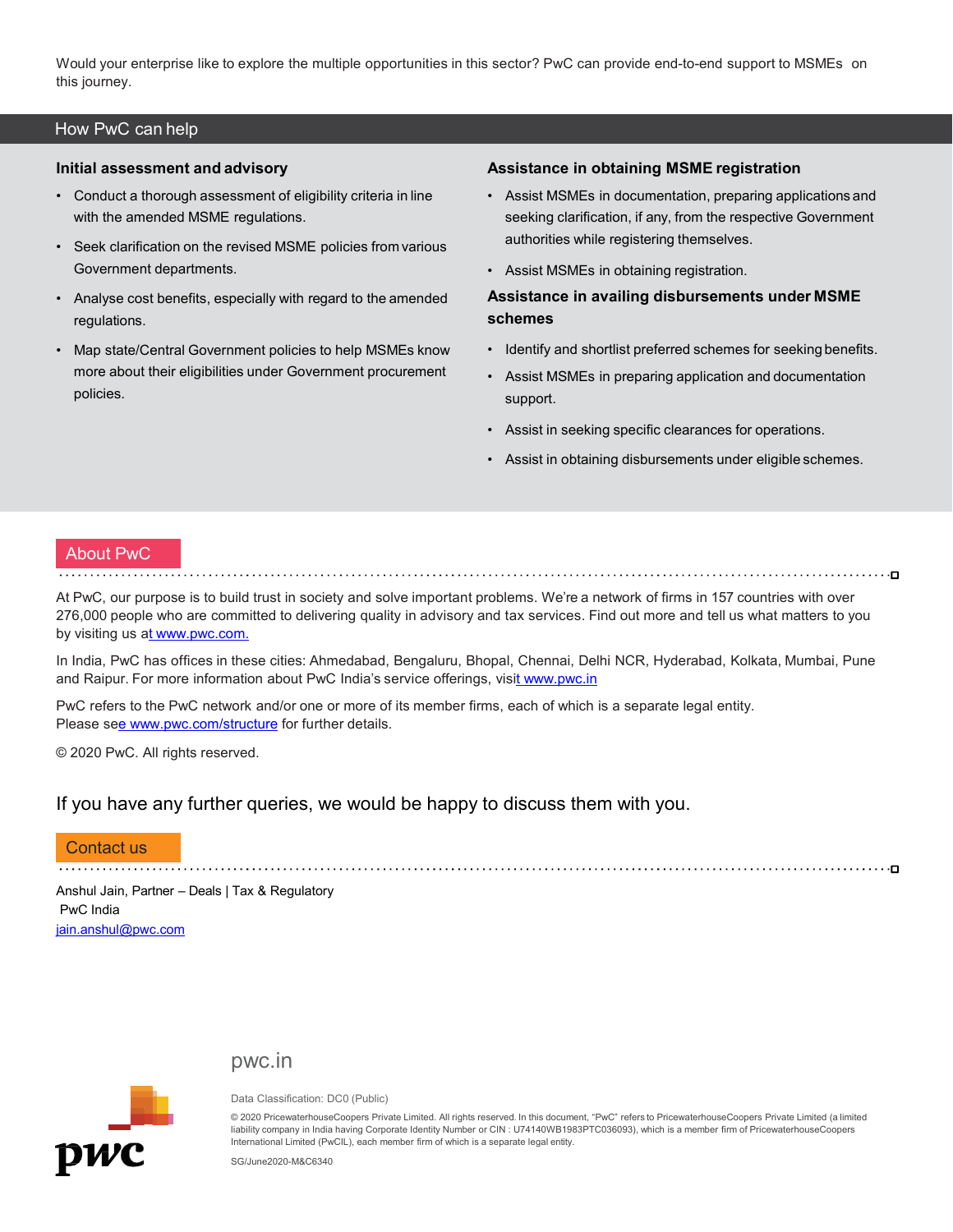Would your enterprise like to explore the multiple opportunities in this sector? PwC can provide end-to-end support to MSMEs on this journey.

## How PwC can help

### Initial assessment and advisory

- Conduct a thorough assessment of eligibility criteria in line with the amended MSME regulations.
- Seek clarification on the revised MSME policies from various Government departments.
- Analyse cost benefits, especially with regard to the amended regulations.
- Map state/Central Government policies to help MSMEs know more about their eligibilities under Government procurement policies.

### Assistance in obtaining MSME registration

- Assist MSMEs in documentation, preparing applications and seeking clarification, if any, from the respective Government authorities while registering themselves.
- Assist MSMEs in obtaining registration.

### Assistance in availing disbursements under MSME schemes

- Identify and shortlist preferred schemes for seeking benefits.
- Assist MSMEs in preparing application and documentation support.
- Assist in seeking specific clearances for operations.
- Assist in obtaining disbursements under eligible schemes.

## About PwC

At PwC, our purpose is to build trust in society and solve important problems. We're a network of firms in 157 countries with over 276,000 people who are committed to delivering quality in advisory and tax services. Find out more and tell us what matters to you by visiting us at www.pwc.com.

In India, PwC has offices in these cities: Ahmedabad, Bengaluru, Bhopal, Chennai, Delhi NCR, Hyderabad, Kolkata, Mumbai, Pune and Raipur. For more information about PwC India's service offerings, visit www.pwc.in

PwC refers to the PwC network and/or one or more of its member firms, each of which is a separate legal entity. Please see www.pwc.com/structure for further details.

© 2020 PwC. All rights reserved.

If you have any further queries, we would be happy to discuss them with you.

## Contact us

Anshul Jain, Partner – Deals | Tax & Regulatory
PwC India
jain.anshul@pwc.com

pwc.in

Data Classification: DC0 (Public)

© 2020 PricewaterhouseCoopers Private Limited. All rights reserved. In this document, "PwC" refers to PricewaterhouseCoopers Private Limited (a limited liability company in India having Corporate Identity Number or CIN : U74140WB1983PTC036093), which is a member firm of PricewaterhouseCoopers International Limited (PwCIL), each member firm of which is a separate legal entity.

SG/June2020-M&C6340